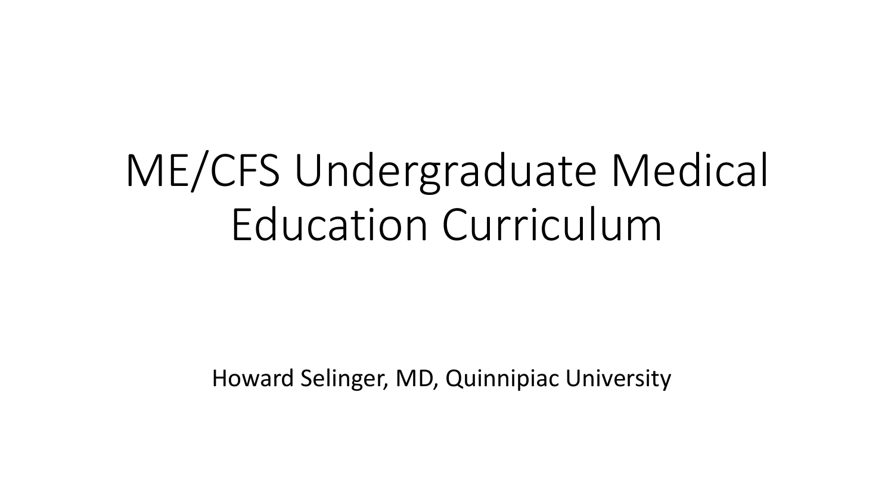# ME/CFS Undergraduate Medical Education Curriculum

Howard Selinger, MD, Quinnipiac University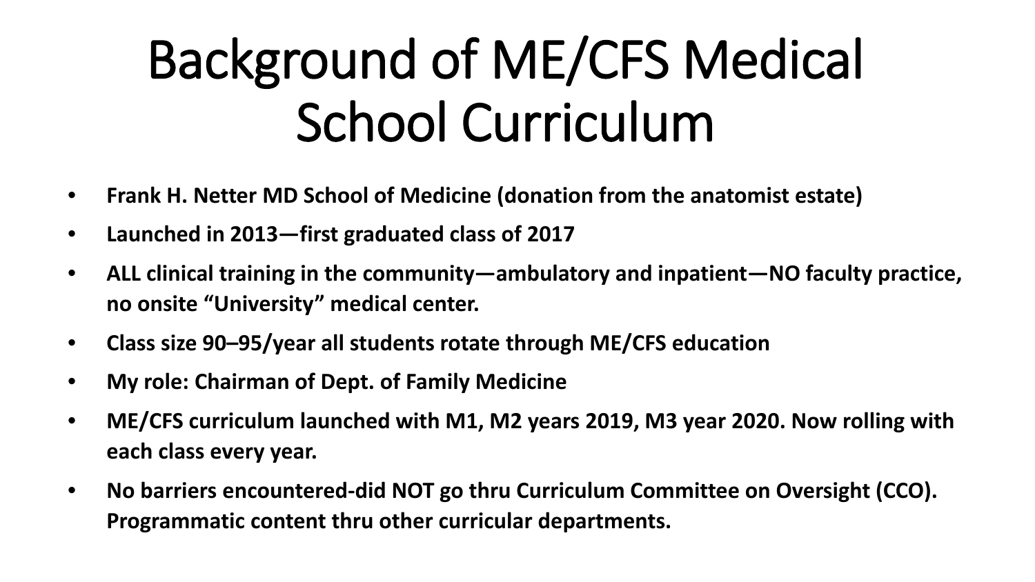# Background of ME/CFS Medical School Curriculum

- **Frank H. Netter MD School of Medicine (donation from the anatomist estate)**
- **Launched in 2013—first graduated class of 2017**
- **ALL clinical training in the community—ambulatory and inpatient—NO faculty practice, no onsite "University" medical center.**
- **Class size 90–95/year all students rotate through ME/CFS education**
- **My role: Chairman of Dept. of Family Medicine**
- **ME/CFS curriculum launched with M1, M2 years 2019, M3 year 2020. Now rolling with each class every year.**
- **No barriers encountered-did NOT go thru Curriculum Committee on Oversight (CCO). Programmatic content thru other curricular departments.**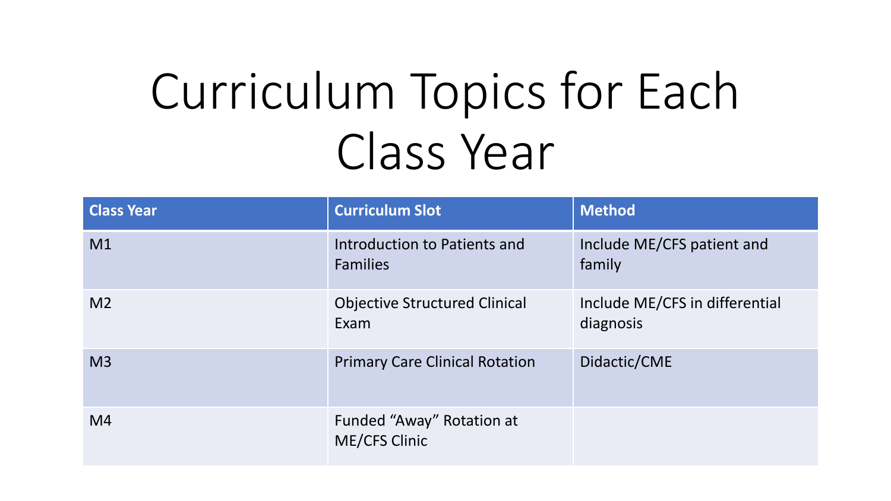# Curriculum Topics for Each Class Year

| Class Year | Curriculum Slot | Method |
|---|---|---|
| M1 | Introduction to Patients and Families | Include ME/CFS patient and family |
| M2 | Objective Structured Clinical Exam | Include ME/CFS in differential diagnosis |
| M3 | Primary Care Clinical Rotation | Didactic/CME |
| M4 | Funded “Away” Rotation at ME/CFS Clinic | |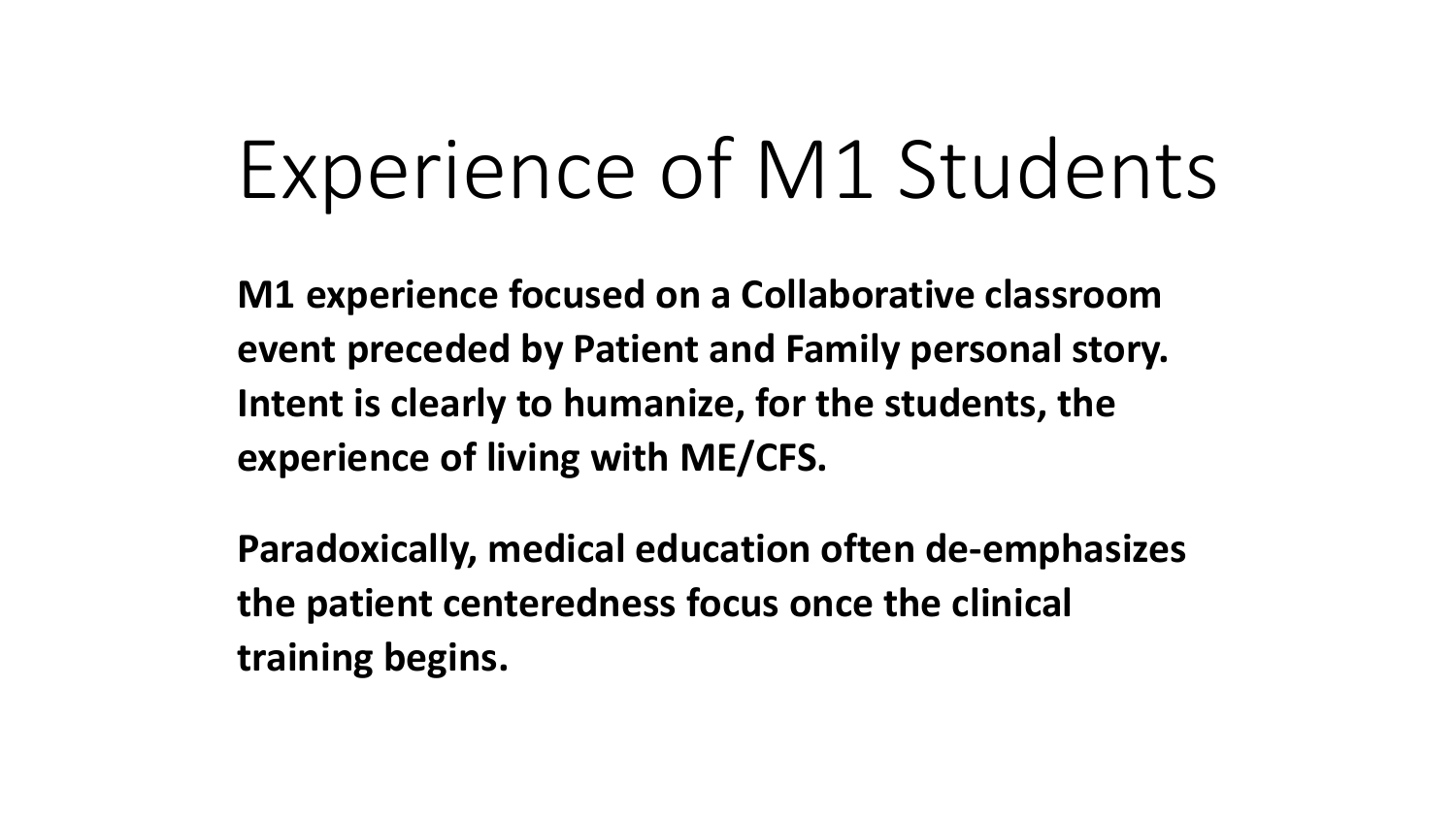# Experience of M1 Students

**M1 experience focused on a Collaborative classroom event preceded by Patient and Family personal story. Intent is clearly to humanize, for the students, the experience of living with ME/CFS.**

**Paradoxically, medical education often de-emphasizes the patient centeredness focus once the clinical training begins.**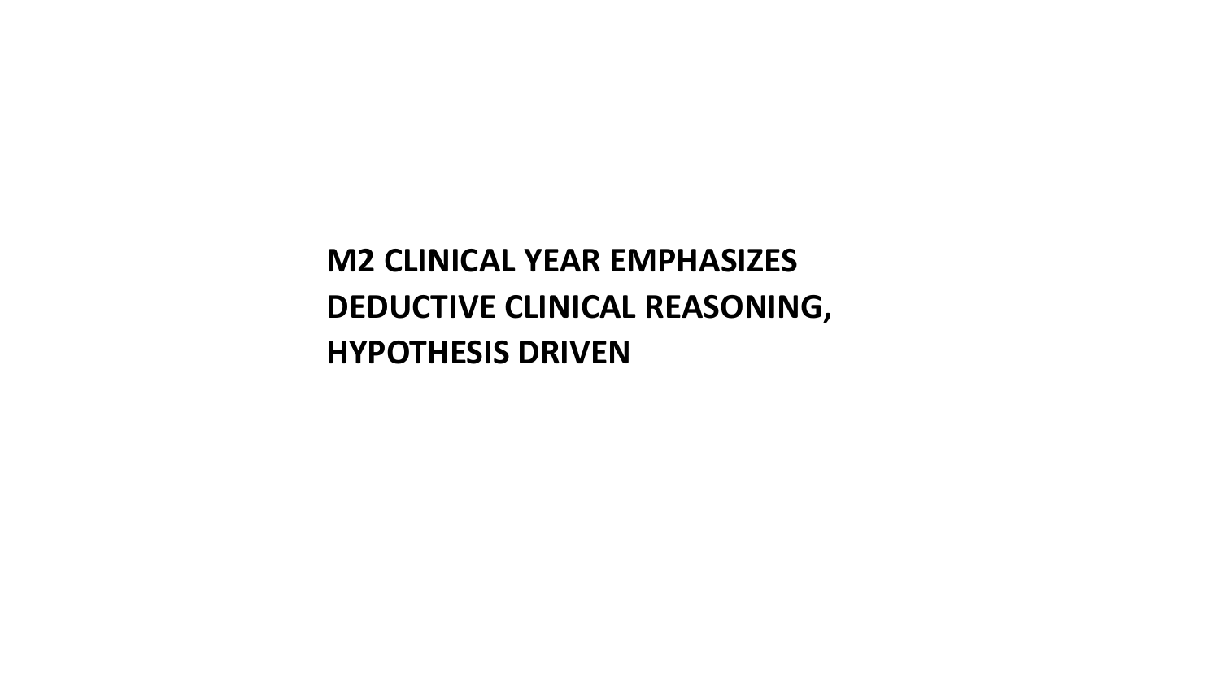**M2 CLINICAL YEAR EMPHASIZES DEDUCTIVE CLINICAL REASONING, HYPOTHESIS DRIVEN**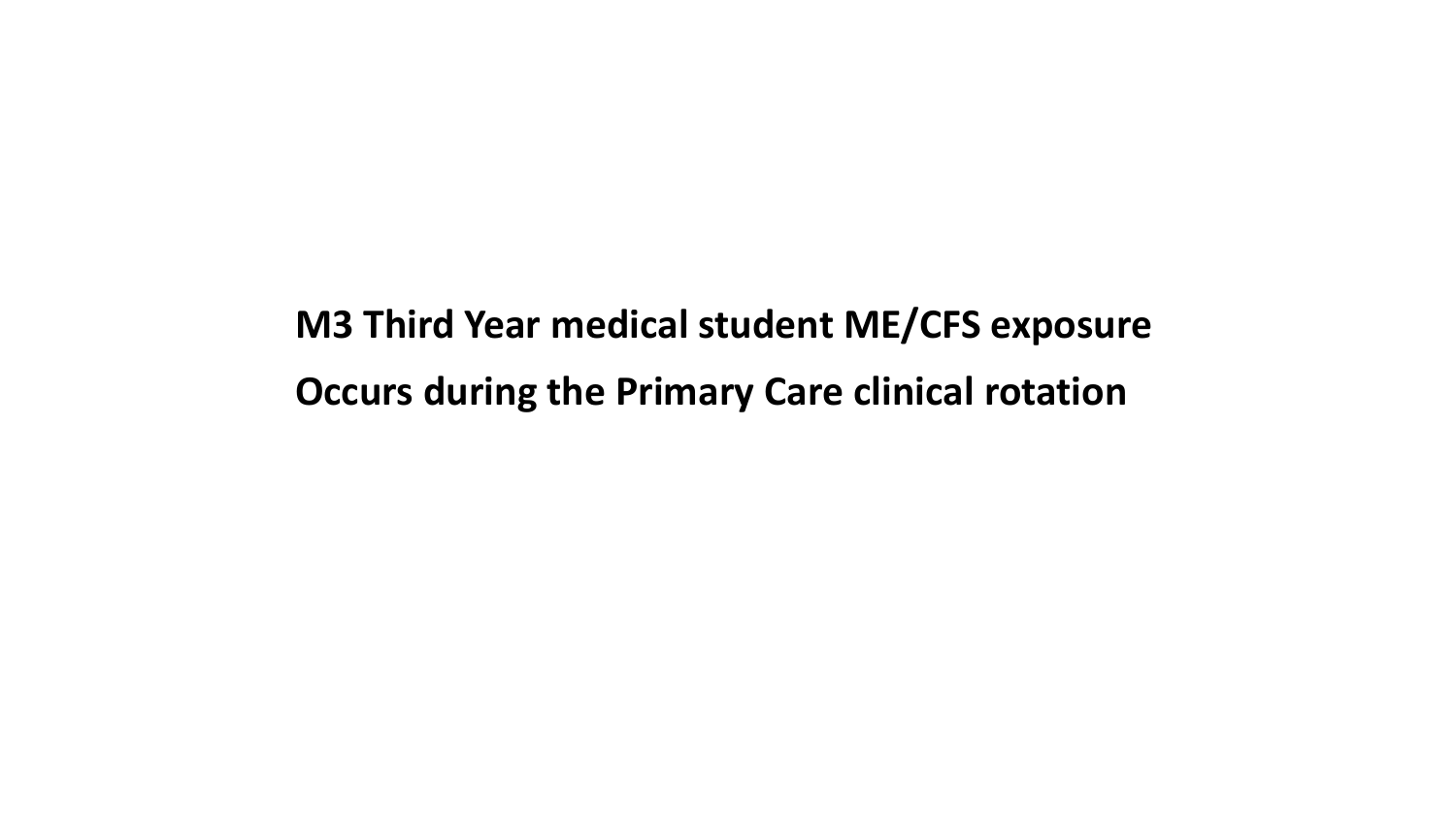**M3 Third Year medical student ME/CFS exposure**

**Occurs during the Primary Care clinical rotation**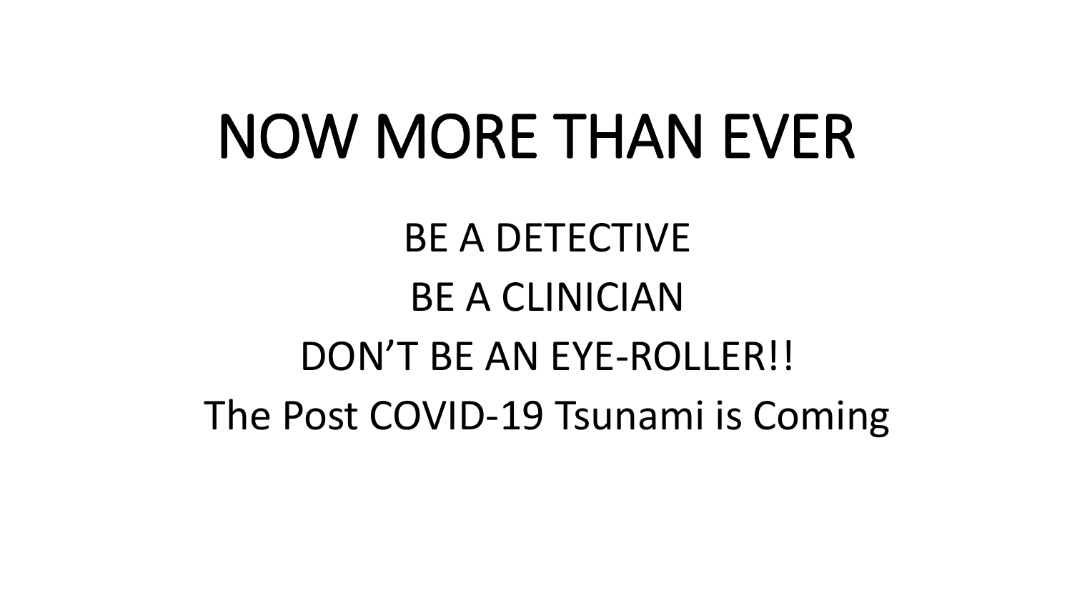# NOW MORE THAN EVER

BE A DETECTIVE

BE A CLINICIAN

DON'T BE AN EYE-ROLLER!!

The Post COVID-19 Tsunami is Coming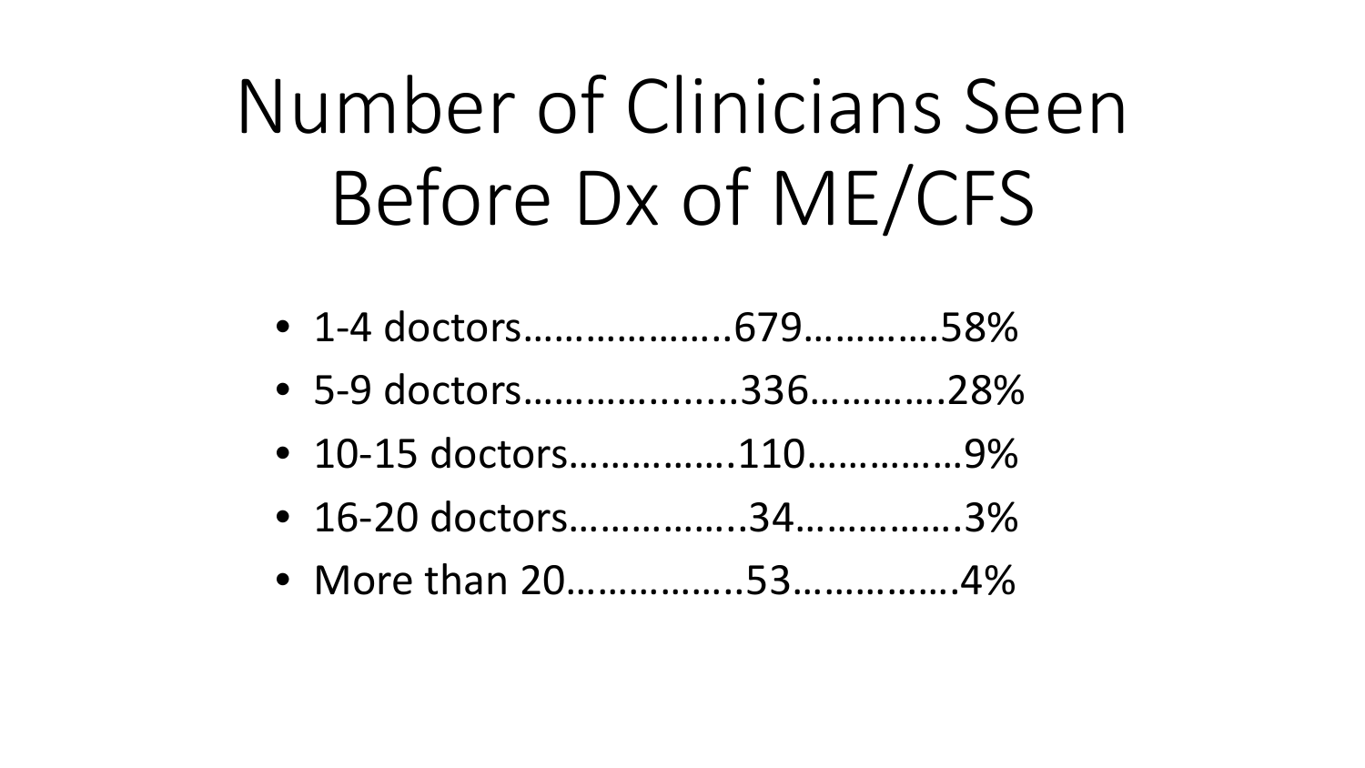# Number of Clinicians Seen Before Dx of ME/CFS

- 1-4 doctors………………..679…………58%
- 5-9 doctors………….......336…………28%
- 10-15 doctors……………110……………9%
- 16-20 doctors……………..34……………3%
- More than 20……………..53……………4%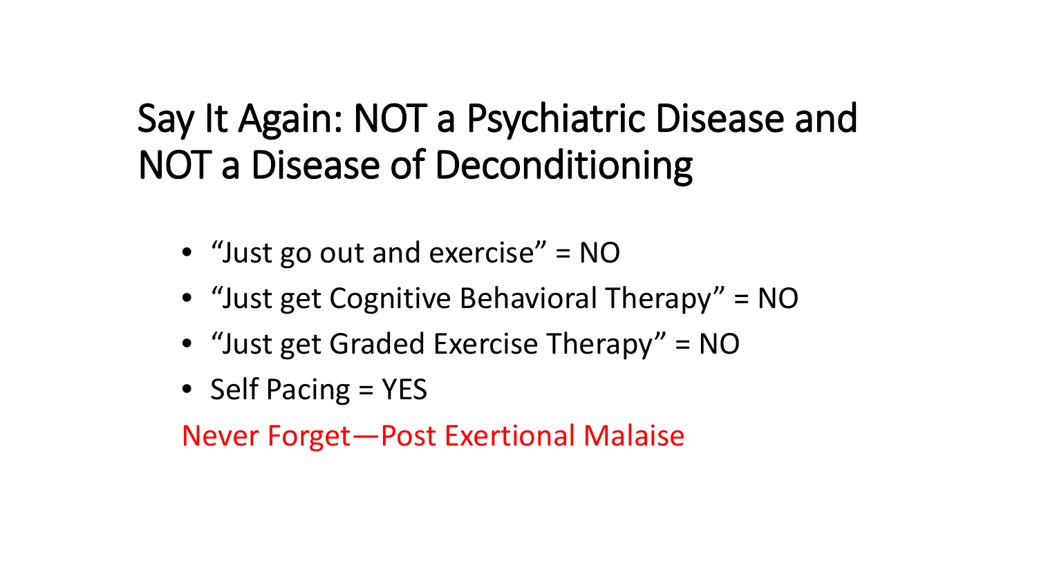# Say It Again: NOT a Psychiatric Disease and NOT a Disease of Deconditioning

- "Just go out and exercise" = NO
- "Just get Cognitive Behavioral Therapy" = NO
- "Just get Graded Exercise Therapy" = NO
- Self Pacing = YES

Never Forget—Post Exertional Malaise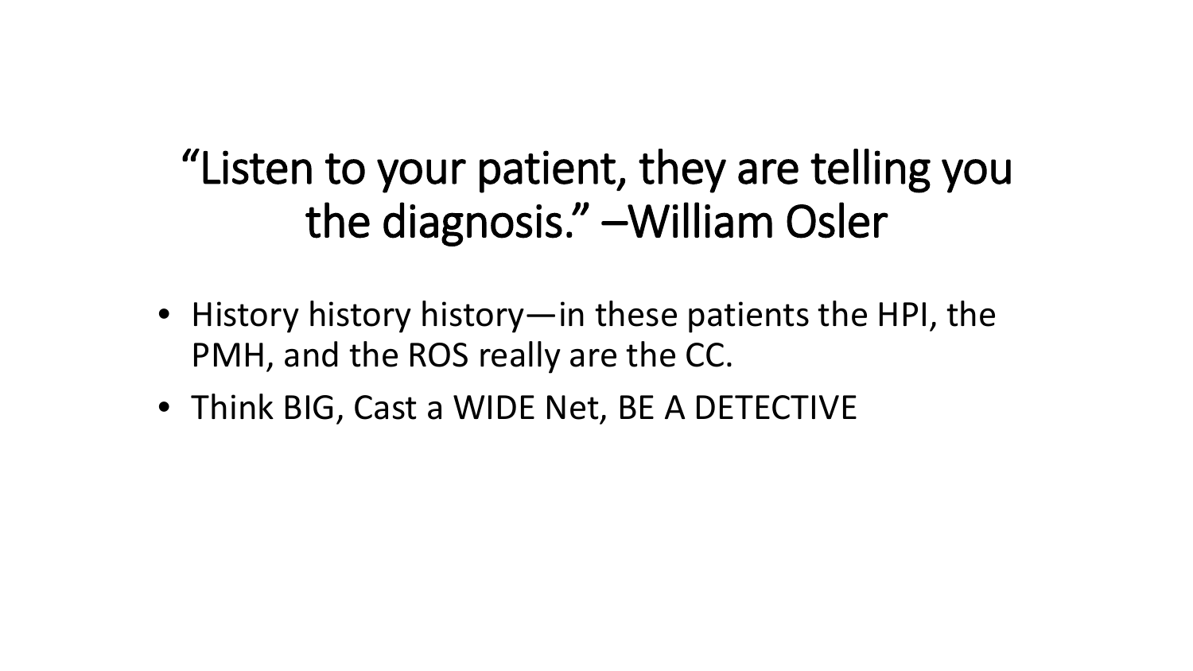# “Listen to your patient, they are telling you the diagnosis.” –William Osler

- History history history—in these patients the HPI, the PMH, and the ROS really are the CC.
- Think BIG, Cast a WIDE Net, BE A DETECTIVE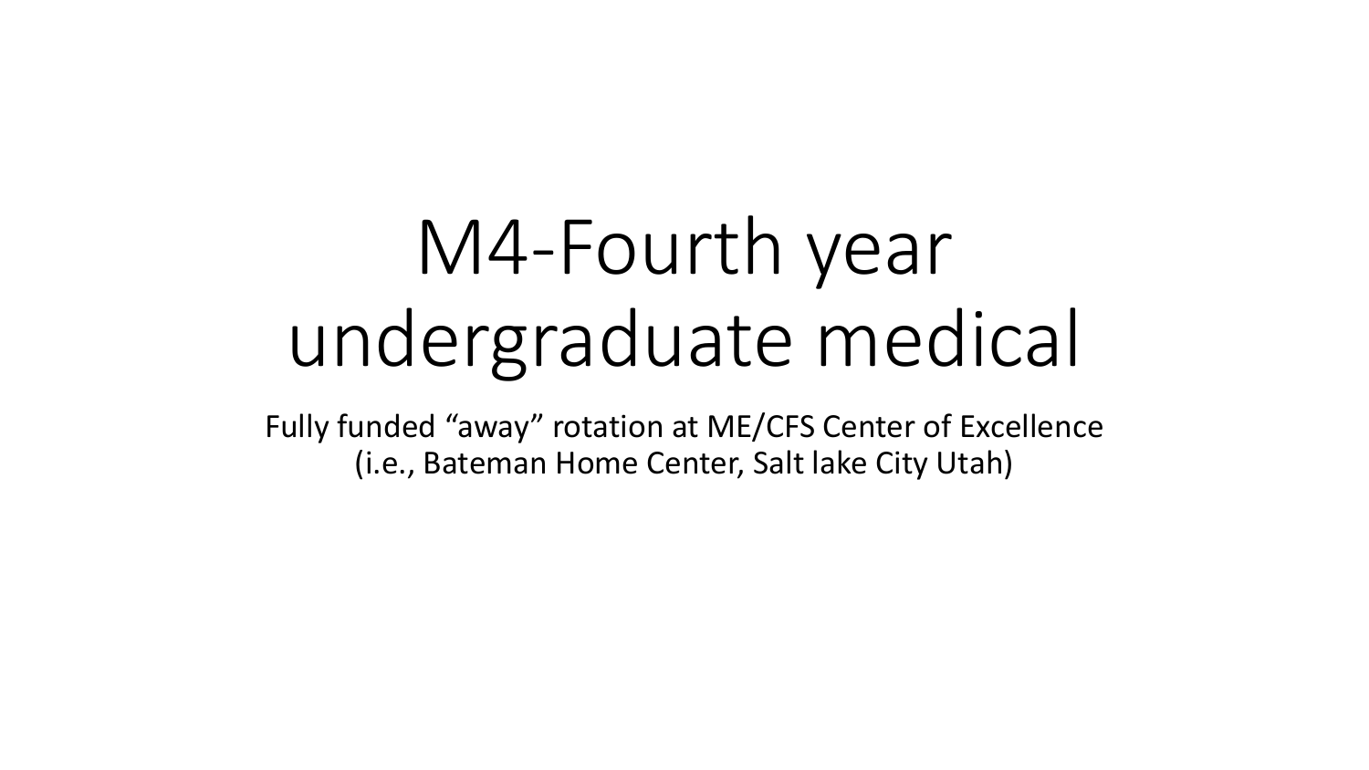# M4-Fourth year undergraduate medical

Fully funded "away" rotation at ME/CFS Center of Excellence (i.e., Bateman Home Center, Salt lake City Utah)